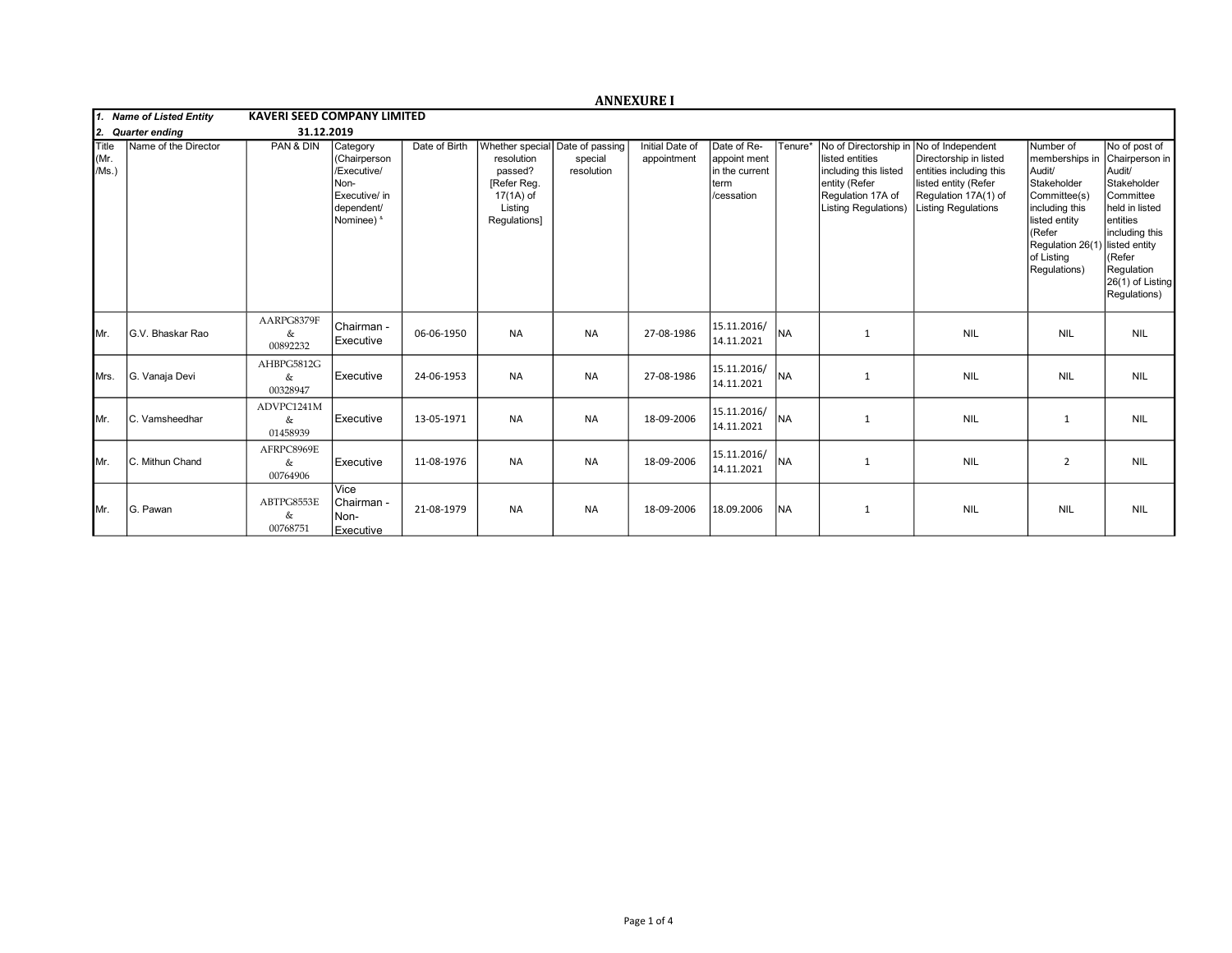# ANNEXURE I

| 1. Name of Listed Entity | KAVERI SEED COMPANY LIMITED | | | | | | | | | | | | |
|---|---|---|---|---|---|---|---|---|---|---|---|---|---|
| 2. Quarter ending | 31.12.2019 | | | | | | | | | | | | |
| Title (Mr. /Ms.) | Name of the Director | PAN & DIN | Category (Chairperson /Executive/ Non-Executive/ independent/ Nominee) & | Date of Birth | Whether special resolution passed? [Refer Reg. 17(1A) of Listing Regulations] | Date of passing special resolution | Initial Date of appointment | Date of Re-appoint ment in the current term /cessation | Tenure* | No of Directorship in listed entities including this listed entity (Refer Regulation 17A of Listing Regulations) | No of Independent Directorship in listed entities including this listed entity (Refer Regulation 17A(1) of Listing Regulations | Number of memberships in Audit/ Stakeholder Committee(s) including this listed entity (Refer Regulation 26(1) of Listing Regulations) | No of post of Chairperson in Audit/ Stakeholder Committee held in listed entities including this listed entity (Refer Regulation 26(1) of Listing Regulations) |
| Mr. | G.V. Bhaskar Rao | AARPG8379F & 00892232 | Chairman - Executive | 06-06-1950 | NA | NA | 27-08-1986 | 15.11.2016/ 14.11.2021 | NA | 1 | NIL | NIL | NIL |
| Mrs. | G. Vanaja Devi | AHBPG5812G & 00328947 | Executive | 24-06-1953 | NA | NA | 27-08-1986 | 15.11.2016/ 14.11.2021 | NA | 1 | NIL | NIL | NIL |
| Mr. | C. Vamsheedhar | ADVPC1241M & 01458939 | Executive | 13-05-1971 | NA | NA | 18-09-2006 | 15.11.2016/ 14.11.2021 | NA | 1 | NIL | 1 | NIL |
| Mr. | C. Mithun Chand | AFRPC8969E & 00764906 | Executive | 11-08-1976 | NA | NA | 18-09-2006 | 15.11.2016/ 14.11.2021 | NA | 1 | NIL | 2 | NIL |
| Mr. | G. Pawan | ABTPG8553E & 00768751 | Vice Chairman - Non-Executive | 21-08-1979 | NA | NA | 18-09-2006 | 18.09.2006 | NA | 1 | NIL | NIL | NIL |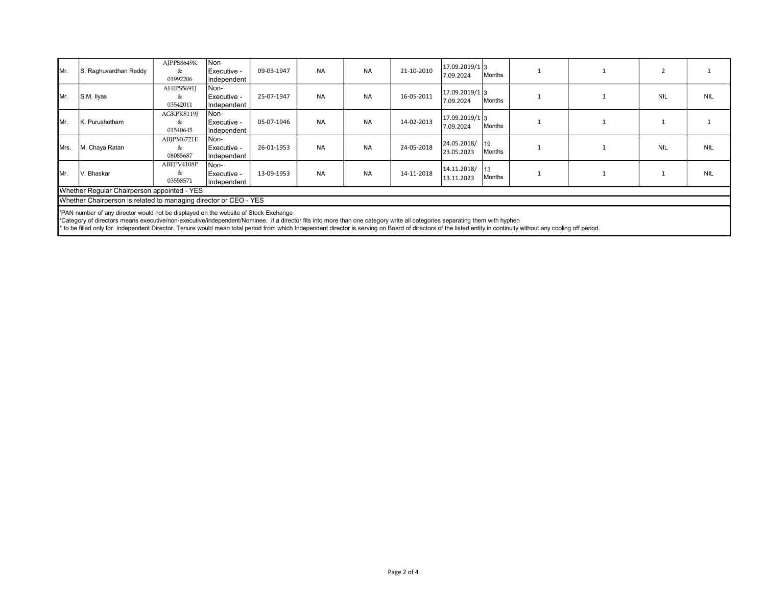| | | | | | | | | | | | | | |
|---|---|---|---|---|---|---|---|---|---|---|---|---|---|
| Mr. | S. Raghuvardhan Reddy | AJPPS8649K & 01992206 | Non-Executive - Independent | 09-03-1947 | NA | NA | 21-10-2010 | 17.09.2019/17.09.2024 | 3 Months | 1 | 1 | 2 | 1 |
| Mr. | S.M. Ilyas | AHIPS5691J & 03542011 | Non-Executive - Independent | 25-07-1947 | NA | NA | 16-05-2011 | 17.09.2019/17.09.2024 | 3 Months | 1 | 1 | NIL | NIL |
| Mr. | K. Purushotham | AGKPK8119J & 01540645 | Non-Executive - Independent | 05-07-1946 | NA | NA | 14-02-2013 | 17.09.2019/17.09.2024 | 3 Months | 1 | 1 | 1 | 1 |
| Mrs. | M. Chaya Ratan | ABJPM6721E & 08085687 | Non-Executive - Independent | 26-01-1953 | NA | NA | 24-05-2018 | 24.05.2018/23.05.2023 | 19 Months | 1 | 1 | NIL | NIL |
| Mr. | V. Bhaskar | ABEPV4108P & 03558571 | Non-Executive - Independent | 13-09-1953 | NA | NA | 14-11-2018 | 14.11.2018/13.11.2023 | 13 Months | 1 | 1 | 1 | NIL |

Whether Regular Chairperson appointed - YES

Whether Chairperson is related to managing director or CEO - YES

[s]PAN number of any director would not be displayed on the website of Stock Exchange

[&]Category of directors means executive/non-executive/independent/Nominee. if a director fits into more than one category write all categories separating them with hyphen

* to be filled only for Independent Director. Tenure would mean total period from which Independent director is serving on Board of directors of the listed entity in continuity without any cooling off period.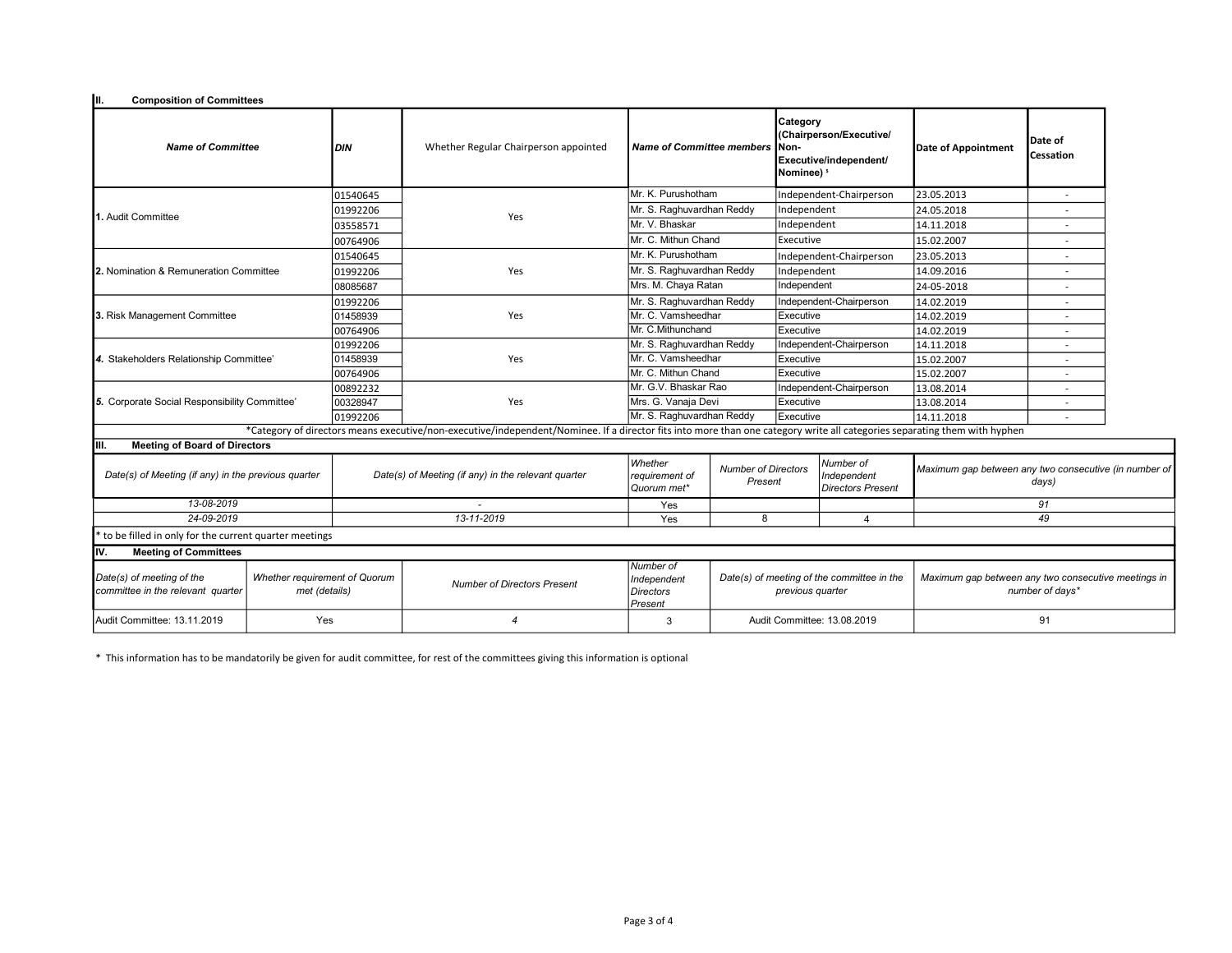## II. Composition of Committees

| Name of Committee | DIN | Whether Regular Chairperson appointed | Name of Committee members | Category (Chairperson/Executive/ Non-Executive/independent/ Nominee) ¹ | Date of Appointment | Date of Cessation |
|---|---|---|---|---|---|---|
| 1. Audit Committee | 01540645 | Yes | Mr. K. Purushotham | Independent-Chairperson | 23.05.2013 | - |
| | 01992206 | | Mr. S. Raghuvardhan Reddy | Independent | 24.05.2018 | - |
| | 03558571 | | Mr. V. Bhaskar | Independent | 14.11.2018 | - |
| | 00764906 | | Mr. C. Mithun Chand | Executive | 15.02.2007 | - |
| 2. Nomination & Remuneration Committee | 01540645 | Yes | Mr. K. Purushotham | Independent-Chairperson | 23.05.2013 | - |
| | 01992206 | | Mr. S. Raghuvardhan Reddy | Independent | 14.09.2016 | - |
| | 08085687 | | Mrs. M. Chaya Ratan | Independent | 24-05-2018 | - |
| 3. Risk Management Committee | 01992206 | Yes | Mr. S. Raghuvardhan Reddy | Independent-Chairperson | 14.02.2019 | - |
| | 01458939 | | Mr. C. Vamsheedhar | Executive | 14.02.2019 | - |
| | 00764906 | | Mr. C.Mithunchand | Executive | 14.02.2019 | - |
| 4. Stakeholders Relationship Committee' | 01992206 | Yes | Mr. S. Raghuvardhan Reddy | Independent-Chairperson | 14.11.2018 | - |
| | 01458939 | | Mr. C. Vamsheedhar | Executive | 15.02.2007 | - |
| | 00764906 | | Mr. C. Mithun Chand | Executive | 15.02.2007 | - |
| 5. Corporate Social Responsibility Committee' | 00892232 | Yes | Mr. G.V. Bhaskar Rao | Independent-Chairperson | 13.08.2014 | - |
| | 00328947 | | Mrs. G. Vanaja Devi | Executive | 13.08.2014 | - |
| | 01992206 | | Mr. S. Raghuvardhan Reddy | Executive | 14.11.2018 | - |

*Category of directors means executive/non-executive/independent/Nominee. If a director fits into more than one category write all categories separating them with hyphen

## III. Meeting of Board of Directors

| Date(s) of Meeting (if any) in the previous quarter | Date(s) of Meeting (if any) in the relevant quarter | Whether requirement of Quorum met* | Number of Directors Present | Number of Independent Directors Present | Maximum gap between any two consecutive (in number of days) |
|---|---|---|---|---|---|
| 13-08-2019 | - | Yes | | | 91 |
| 24-09-2019 | 13-11-2019 | Yes | 8 | 4 | 49 |

* to be filled in only for the current quarter meetings

## IV. Meeting of Committees

| Date(s) of meeting of the committee in the relevant quarter | Whether requirement of Quorum met (details) | Number of Directors Present | Number of Independent Directors Present | Date(s) of meeting of the committee in the previous quarter | Maximum gap between any two consecutive meetings in number of days* |
|---|---|---|---|---|---|
| Audit Committee: 13.11.2019 | Yes | 4 | 3 | Audit Committee: 13.08.2019 | 91 |

* This information has to be mandatorily be given for audit committee, for rest of the committees giving this information is optional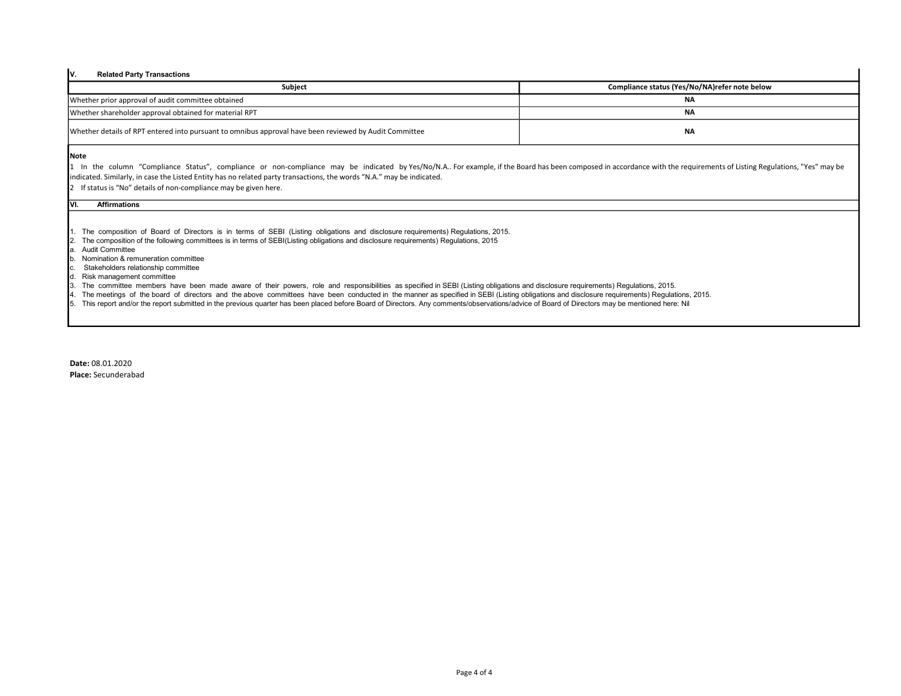## V. Related Party Transactions

| Subject | Compliance status (Yes/No/NA)refer note below |
|---|---|
| Whether prior approval of audit committee obtained | **NA** |
| Whether shareholder approval obtained for material RPT | **NA** |
| Whether details of RPT entered into pursuant to omnibus approval have been reviewed by Audit Committee | **NA** |

**Note**

1 In the column "Compliance Status", compliance or non-compliance may be indicated by Yes/No/N.A.. For example, if the Board has been composed in accordance with the requirements of Listing Regulations, "Yes" may be indicated. Similarly, in case the Listed Entity has no related party transactions, the words "N.A." may be indicated.

2 If status is "No" details of non-compliance may be given here.

## VI. Affirmations

1. The composition of Board of Directors is in terms of SEBI (Listing obligations and disclosure requirements) Regulations, 2015.
2. The composition of the following committees is in terms of SEBI(Listing obligations and disclosure requirements) Regulations, 2015
   a. Audit Committee
   b. Nomination & remuneration committee
   c. Stakeholders relationship committee
   d. Risk management committee
3. The committee members have been made aware of their powers, role and responsibilities as specified in SEBI (Listing obligations and disclosure requirements) Regulations, 2015.
4. The meetings of the board of directors and the above committees have been conducted in the manner as specified in SEBI (Listing obligations and disclosure requirements) Regulations, 2015.
5. This report and/or the report submitted in the previous quarter has been placed before Board of Directors. Any comments/observations/advice of Board of Directors may be mentioned here: Nil

**Date:** 08.01.2020

**Place:** Secunderabad